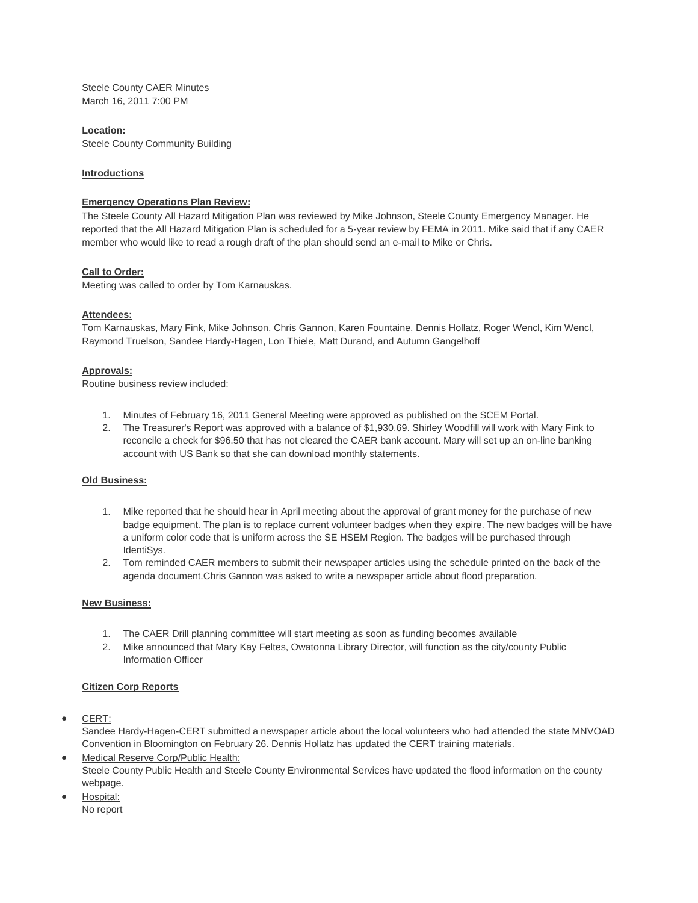Steele County CAER Minutes
March 16, 2011 7:00 PM

**Location:**
Steele County Community Building

**Introductions**

**Emergency Operations Plan Review:**
The Steele County All Hazard Mitigation Plan was reviewed by Mike Johnson, Steele County Emergency Manager. He reported that the All Hazard Mitigation Plan is scheduled for a 5-year review by FEMA in 2011. Mike said that if any CAER member who would like to read a rough draft of the plan should send an e-mail to Mike or Chris.

**Call to Order:**
Meeting was called to order by Tom Karnauskas.

**Attendees:**
Tom Karnauskas, Mary Fink, Mike Johnson, Chris Gannon, Karen Fountaine, Dennis Hollatz, Roger Wencl, Kim Wencl, Raymond Truelson, Sandee Hardy-Hagen, Lon Thiele, Matt Durand, and Autumn Gangelhoff

**Approvals:**
Routine business review included:

1. Minutes of February 16, 2011 General Meeting were approved as published on the SCEM Portal.
2. The Treasurer's Report was approved with a balance of $1,930.69. Shirley Woodfill will work with Mary Fink to reconcile a check for $96.50 that has not cleared the CAER bank account. Mary will set up an on-line banking account with US Bank so that she can download monthly statements.

**Old Business:**

1. Mike reported that he should hear in April meeting about the approval of grant money for the purchase of new badge equipment. The plan is to replace current volunteer badges when they expire. The new badges will be have a uniform color code that is uniform across the SE HSEM Region. The badges will be purchased through IdentiSys.
2. Tom reminded CAER members to submit their newspaper articles using the schedule printed on the back of the agenda document.Chris Gannon was asked to write a newspaper article about flood preparation.

**New Business:**

1. The CAER Drill planning committee will start meeting as soon as funding becomes available
2. Mike announced that Mary Kay Feltes, Owatonna Library Director, will function as the city/county Public Information Officer

**Citizen Corp Reports**

- CERT:
  Sandee Hardy-Hagen-CERT submitted a newspaper article about the local volunteers who had attended the state MNVOAD Convention in Bloomington on February 26. Dennis Hollatz has updated the CERT training materials.
- Medical Reserve Corp/Public Health:
  Steele County Public Health and Steele County Environmental Services have updated the flood information on the county webpage.
- Hospital:
  No report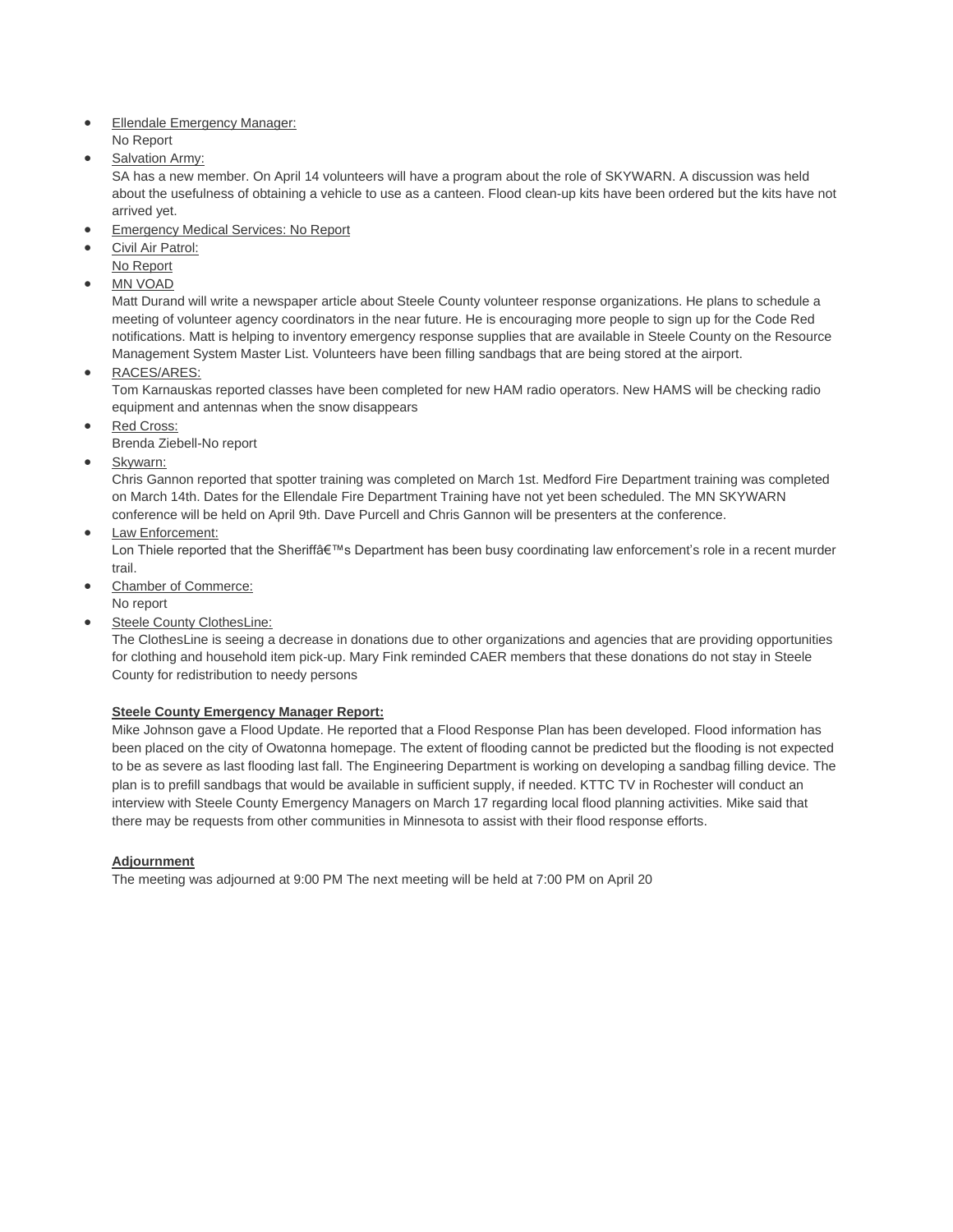- Ellendale Emergency Manager:
  No Report
- Salvation Army:
  SA has a new member. On April 14 volunteers will have a program about the role of SKYWARN. A discussion was held about the usefulness of obtaining a vehicle to use as a canteen. Flood clean-up kits have been ordered but the kits have not arrived yet.
- Emergency Medical Services: No Report
- Civil Air Patrol:
  No Report
- MN VOAD
  Matt Durand will write a newspaper article about Steele County volunteer response organizations. He plans to schedule a meeting of volunteer agency coordinators in the near future. He is encouraging more people to sign up for the Code Red notifications. Matt is helping to inventory emergency response supplies that are available in Steele County on the Resource Management System Master List. Volunteers have been filling sandbags that are being stored at the airport.
- RACES/ARES:
  Tom Karnauskas reported classes have been completed for new HAM radio operators. New HAMS will be checking radio equipment and antennas when the snow disappears
- Red Cross:
  Brenda Ziebell-No report
- Skywarn:
  Chris Gannon reported that spotter training was completed on March 1st. Medford Fire Department training was completed on March 14th. Dates for the Ellendale Fire Department Training have not yet been scheduled. The MN SKYWARN conference will be held on April 9th. Dave Purcell and Chris Gannon will be presenters at the conference.
- Law Enforcement:
  Lon Thiele reported that the Sheriffâ€™s Department has been busy coordinating law enforcement's role in a recent murder trail.
- Chamber of Commerce:
  No report
- Steele County ClothesLine:
  The ClothesLine is seeing a decrease in donations due to other organizations and agencies that are providing opportunities for clothing and household item pick-up. Mary Fink reminded CAER members that these donations do not stay in Steele County for redistribution to needy persons

**Steele County Emergency Manager Report:**

Mike Johnson gave a Flood Update. He reported that a Flood Response Plan has been developed. Flood information has been placed on the city of Owatonna homepage. The extent of flooding cannot be predicted but the flooding is not expected to be as severe as last flooding last fall. The Engineering Department is working on developing a sandbag filling device. The plan is to prefill sandbags that would be available in sufficient supply, if needed. KTTC TV in Rochester will conduct an interview with Steele County Emergency Managers on March 17 regarding local flood planning activities. Mike said that there may be requests from other communities in Minnesota to assist with their flood response efforts.

**Adjournment**

The meeting was adjourned at 9:00 PM The next meeting will be held at 7:00 PM on April 20